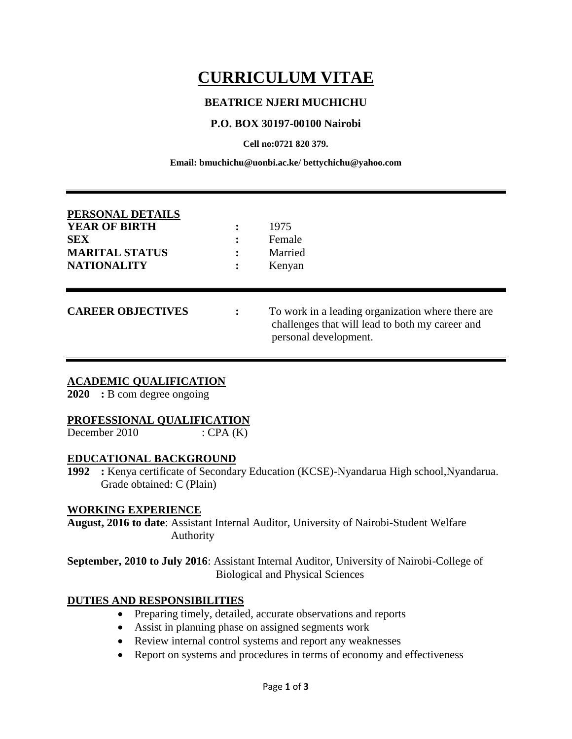# CURRICULUM VITAE

**BEATRICE NJERI MUCHICHU**

**P.O. BOX 30197-00100 Nairobi**

**Cell no:0721 820 379.**

**Email: bmuchichu@uonbi.ac.ke/ bettychichu@yahoo.com**

---

## PERSONAL DETAILS

| | | |
|---|---|---|
| **YEAR OF BIRTH** | : | 1975 |
| **SEX** | : | Female |
| **MARITAL STATUS** | : | Married |
| **NATIONALITY** | : | Kenyan |

---

**CAREER OBJECTIVES** : To work in a leading organization where there are challenges that will lead to both my career and personal development.

---

## ACADEMIC QUALIFICATION

**2020 :** B com degree ongoing

## PROFESSIONAL QUALIFICATION

December 2010 : CPA (K)

## EDUCATIONAL BACKGROUND

**1992 :** Kenya certificate of Secondary Education (KCSE)-Nyandarua High school,Nyandarua. Grade obtained: C (Plain)

## WORKING EXPERIENCE

**August, 2016 to date**: Assistant Internal Auditor, University of Nairobi-Student Welfare Authority

**September, 2010 to July 2016**: Assistant Internal Auditor, University of Nairobi-College of Biological and Physical Sciences

## DUTIES AND RESPONSIBILITIES

- Preparing timely, detailed, accurate observations and reports
- Assist in planning phase on assigned segments work
- Review internal control systems and report any weaknesses
- Report on systems and procedures in terms of economy and effectiveness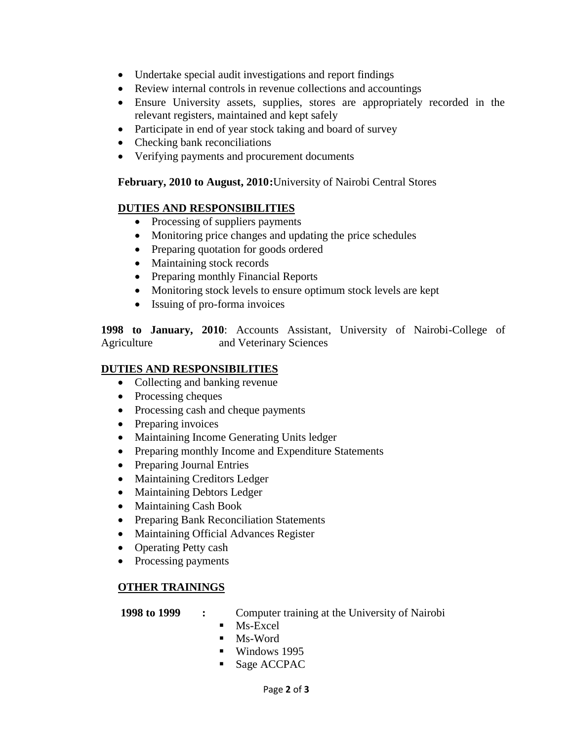- Undertake special audit investigations and report findings
- Review internal controls in revenue collections and accountings
- Ensure University assets, supplies, stores are appropriately recorded in the relevant registers, maintained and kept safely
- Participate in end of year stock taking and board of survey
- Checking bank reconciliations
- Verifying payments and procurement documents

**February, 2010 to August, 2010:** University of Nairobi Central Stores

**DUTIES AND RESPONSIBILITIES**

- Processing of suppliers payments
- Monitoring price changes and updating the price schedules
- Preparing quotation for goods ordered
- Maintaining stock records
- Preparing monthly Financial Reports
- Monitoring stock levels to ensure optimum stock levels are kept
- Issuing of pro-forma invoices

**1998 to January, 2010**: Accounts Assistant, University of Nairobi-College of Agriculture and Veterinary Sciences

**DUTIES AND RESPONSIBILITIES**

- Collecting and banking revenue
- Processing cheques
- Processing cash and cheque payments
- Preparing invoices
- Maintaining Income Generating Units ledger
- Preparing monthly Income and Expenditure Statements
- Preparing Journal Entries
- Maintaining Creditors Ledger
- Maintaining Debtors Ledger
- Maintaining Cash Book
- Preparing Bank Reconciliation Statements
- Maintaining Official Advances Register
- Operating Petty cash
- Processing payments

**OTHER TRAININGS**

**1998 to 1999 :** Computer training at the University of Nairobi

- Ms-Excel
- Ms-Word
- Windows 1995
- Sage ACCPAC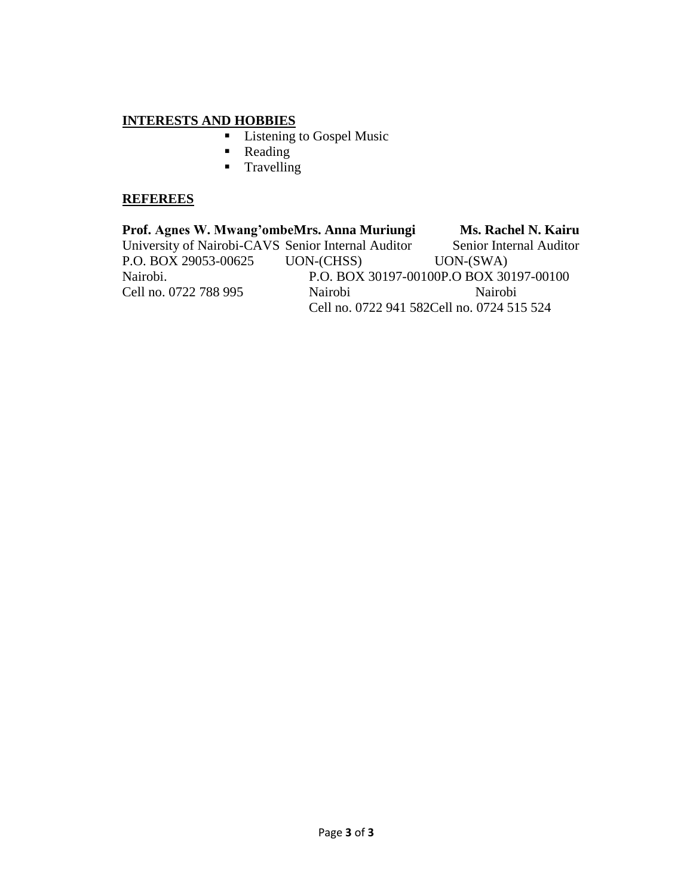## **INTERESTS AND HOBBIES**

- Listening to Gospel Music
- Reading
- Travelling

## **REFEREES**

| | | |
|---|---|---|
| **Prof. Agnes W. Mwang'ombe** | **Mrs. Anna Muriungi** | **Ms. Rachel N. Kairu** |
| University of Nairobi-CAVS | Senior Internal Auditor | Senior Internal Auditor |
| P.O. BOX 29053-00625 | UON-(CHSS) | UON-(SWA) |
| Nairobi. | P.O. BOX 30197-00100 | P.O BOX 30197-00100 |
| Cell no. 0722 788 995 | Nairobi | Nairobi |
| | Cell no. 0722 941 582 | Cell no. 0724 515 524 |